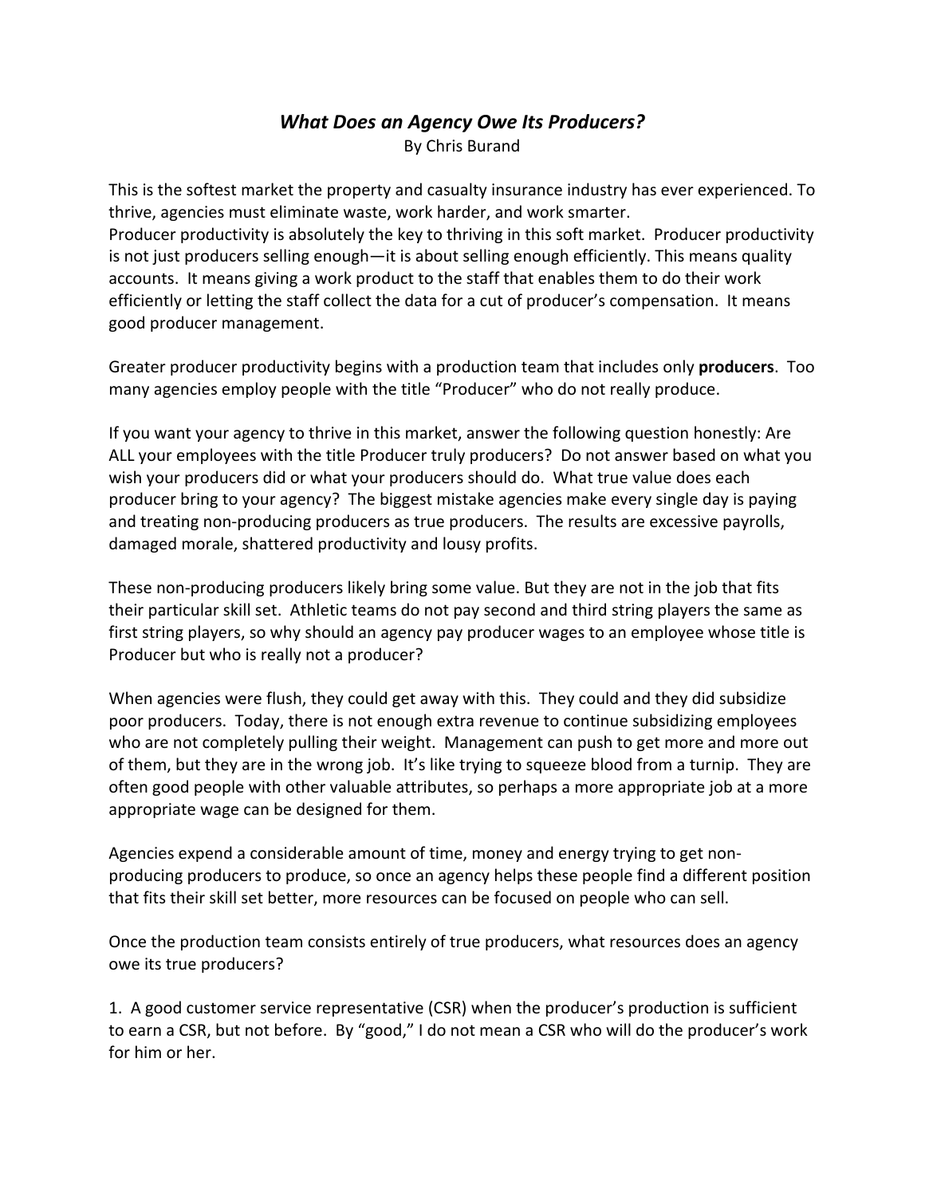# *What Does an Agency Owe Its Producers?*

By Chris Burand

This is the softest market the property and casualty insurance industry has ever experienced. To thrive, agencies must eliminate waste, work harder, and work smarter.
Producer productivity is absolutely the key to thriving in this soft market. Producer productivity is not just producers selling enough—it is about selling enough efficiently. This means quality accounts. It means giving a work product to the staff that enables them to do their work efficiently or letting the staff collect the data for a cut of producer's compensation. It means good producer management.

Greater producer productivity begins with a production team that includes only **producers**. Too many agencies employ people with the title "Producer" who do not really produce.

If you want your agency to thrive in this market, answer the following question honestly: Are ALL your employees with the title Producer truly producers? Do not answer based on what you wish your producers did or what your producers should do. What true value does each producer bring to your agency? The biggest mistake agencies make every single day is paying and treating non-producing producers as true producers. The results are excessive payrolls, damaged morale, shattered productivity and lousy profits.

These non-producing producers likely bring some value. But they are not in the job that fits their particular skill set. Athletic teams do not pay second and third string players the same as first string players, so why should an agency pay producer wages to an employee whose title is Producer but who is really not a producer?

When agencies were flush, they could get away with this. They could and they did subsidize poor producers. Today, there is not enough extra revenue to continue subsidizing employees who are not completely pulling their weight. Management can push to get more and more out of them, but they are in the wrong job. It's like trying to squeeze blood from a turnip. They are often good people with other valuable attributes, so perhaps a more appropriate job at a more appropriate wage can be designed for them.

Agencies expend a considerable amount of time, money and energy trying to get non-producing producers to produce, so once an agency helps these people find a different position that fits their skill set better, more resources can be focused on people who can sell.

Once the production team consists entirely of true producers, what resources does an agency owe its true producers?

1. A good customer service representative (CSR) when the producer's production is sufficient to earn a CSR, but not before. By "good," I do not mean a CSR who will do the producer's work for him or her.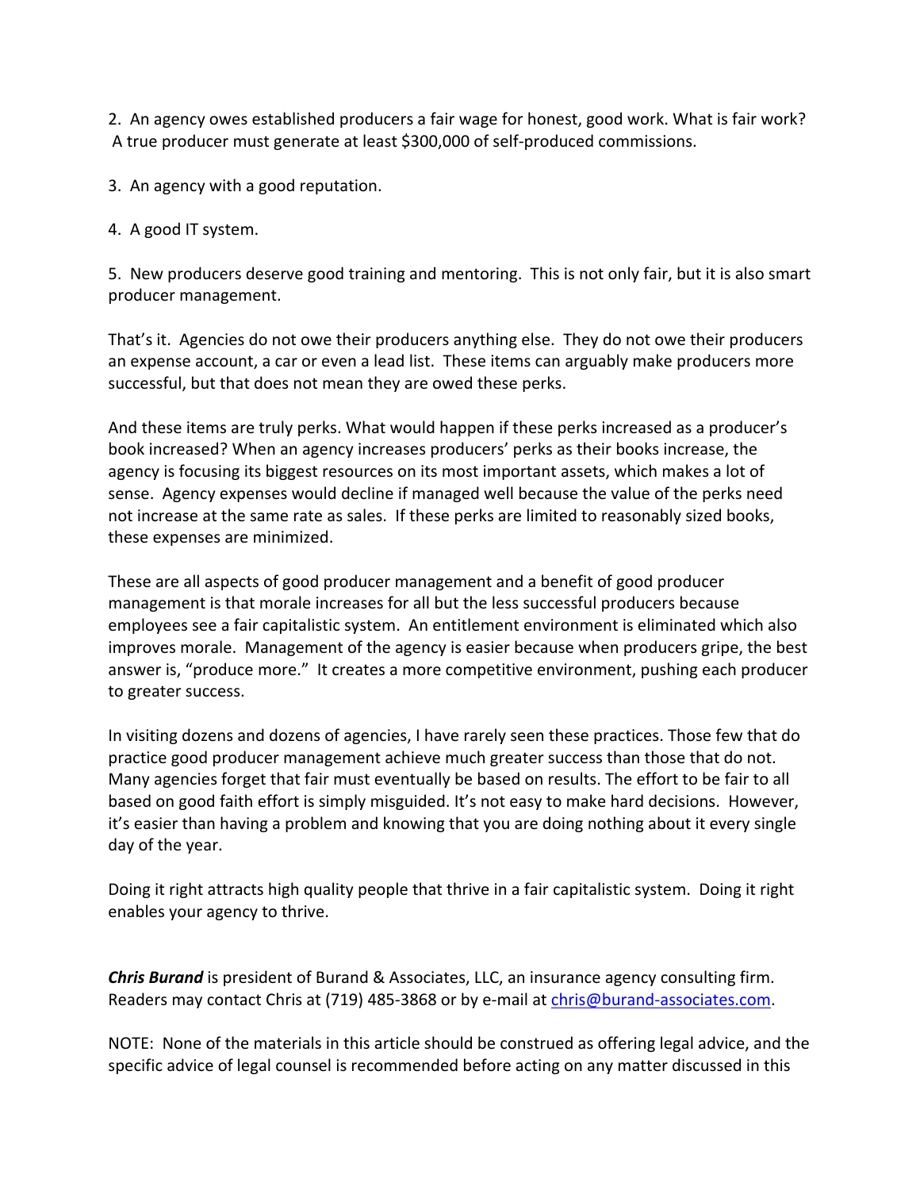2. An agency owes established producers a fair wage for honest, good work. What is fair work? A true producer must generate at least $300,000 of self-produced commissions.

3. An agency with a good reputation.

4. A good IT system.

5. New producers deserve good training and mentoring. This is not only fair, but it is also smart producer management.

That's it. Agencies do not owe their producers anything else. They do not owe their producers an expense account, a car or even a lead list. These items can arguably make producers more successful, but that does not mean they are owed these perks.

And these items are truly perks. What would happen if these perks increased as a producer's book increased? When an agency increases producers' perks as their books increase, the agency is focusing its biggest resources on its most important assets, which makes a lot of sense. Agency expenses would decline if managed well because the value of the perks need not increase at the same rate as sales. If these perks are limited to reasonably sized books, these expenses are minimized.

These are all aspects of good producer management and a benefit of good producer management is that morale increases for all but the less successful producers because employees see a fair capitalistic system. An entitlement environment is eliminated which also improves morale. Management of the agency is easier because when producers gripe, the best answer is, "produce more." It creates a more competitive environment, pushing each producer to greater success.

In visiting dozens and dozens of agencies, I have rarely seen these practices. Those few that do practice good producer management achieve much greater success than those that do not. Many agencies forget that fair must eventually be based on results. The effort to be fair to all based on good faith effort is simply misguided. It's not easy to make hard decisions. However, it's easier than having a problem and knowing that you are doing nothing about it every single day of the year.

Doing it right attracts high quality people that thrive in a fair capitalistic system. Doing it right enables your agency to thrive.

***Chris Burand*** is president of Burand & Associates, LLC, an insurance agency consulting firm. Readers may contact Chris at (719) 485-3868 or by e-mail at chris@burand-associates.com.

NOTE: None of the materials in this article should be construed as offering legal advice, and the specific advice of legal counsel is recommended before acting on any matter discussed in this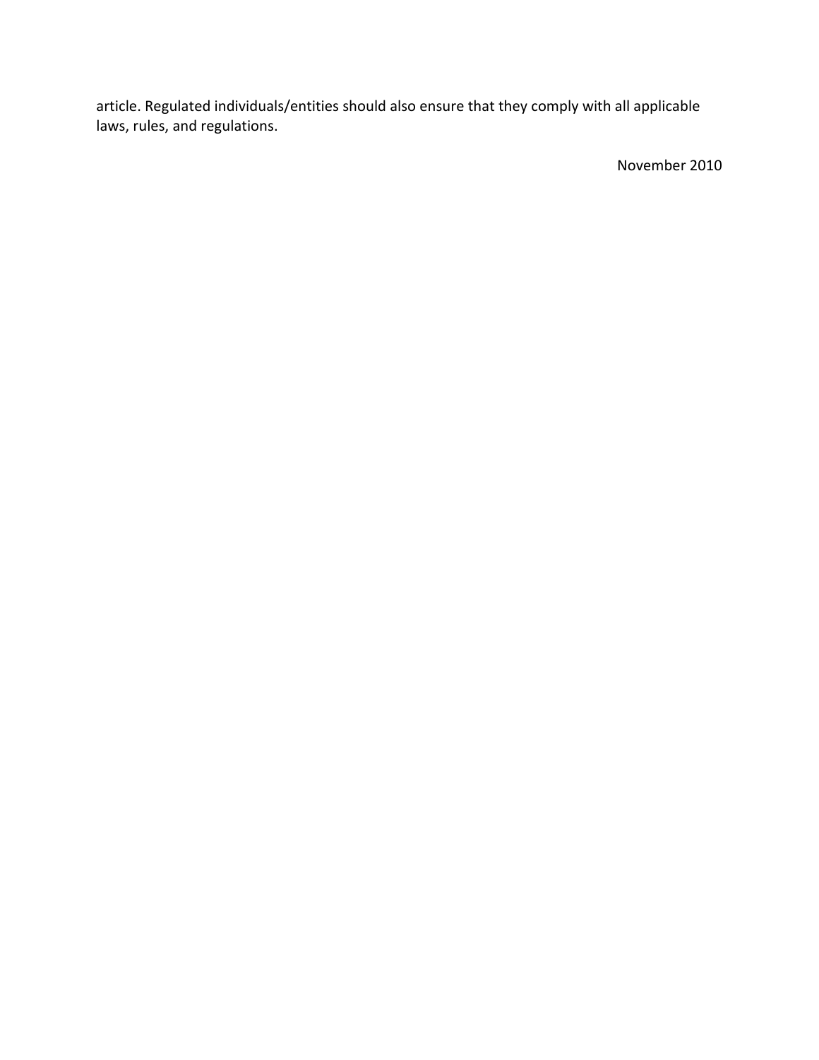article. Regulated individuals/entities should also ensure that they comply with all applicable laws, rules, and regulations.

November 2010